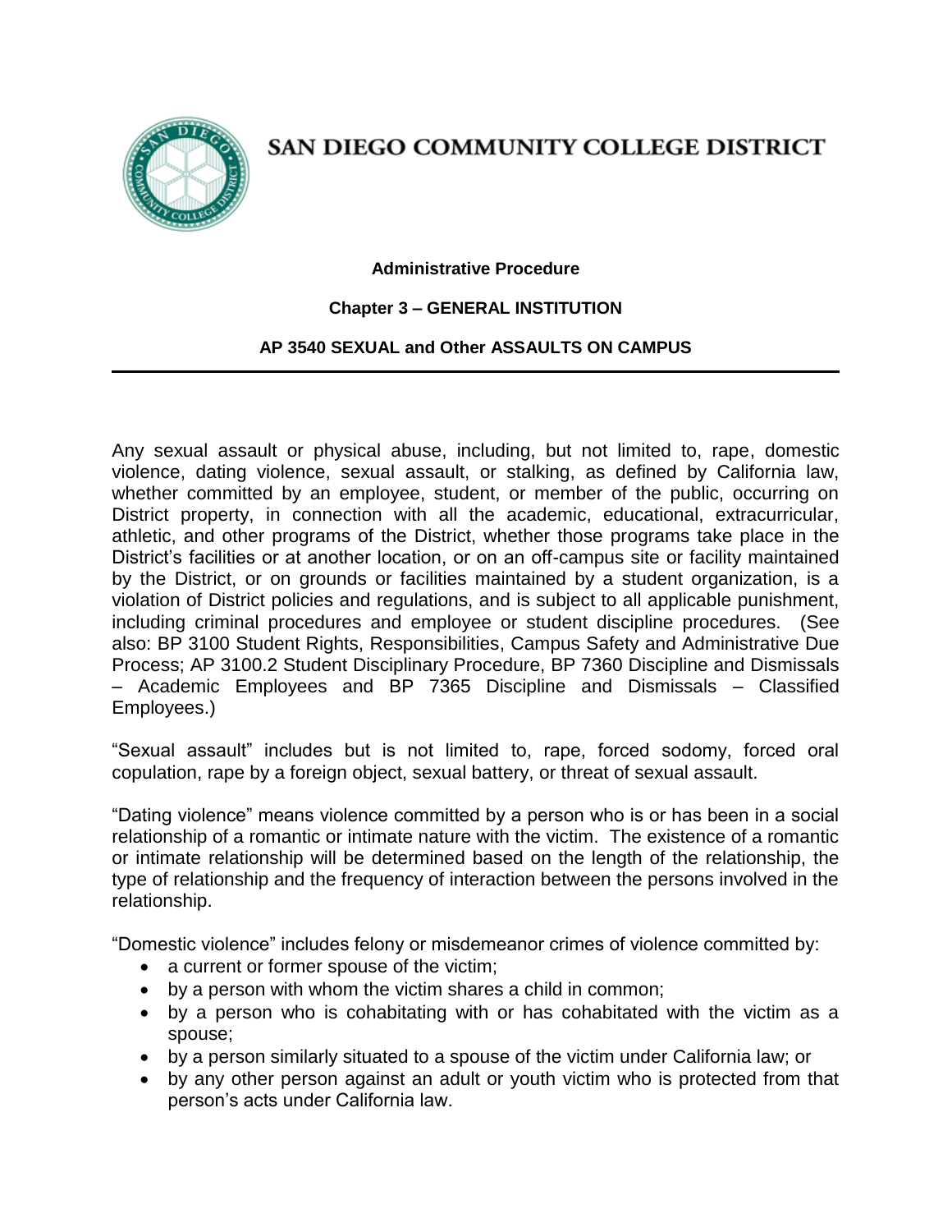# SAN DIEGO COMMUNITY COLLEGE DISTRICT

**Administrative Procedure**

**Chapter 3 – GENERAL INSTITUTION**

**AP 3540 SEXUAL and Other ASSAULTS ON CAMPUS**

---

Any sexual assault or physical abuse, including, but not limited to, rape, domestic violence, dating violence, sexual assault, or stalking, as defined by California law, whether committed by an employee, student, or member of the public, occurring on District property, in connection with all the academic, educational, extracurricular, athletic, and other programs of the District, whether those programs take place in the District's facilities or at another location, or on an off-campus site or facility maintained by the District, or on grounds or facilities maintained by a student organization, is a violation of District policies and regulations, and is subject to all applicable punishment, including criminal procedures and employee or student discipline procedures. (See also: BP 3100 Student Rights, Responsibilities, Campus Safety and Administrative Due Process; AP 3100.2 Student Disciplinary Procedure, BP 7360 Discipline and Dismissals – Academic Employees and BP 7365 Discipline and Dismissals – Classified Employees.)

"Sexual assault" includes but is not limited to, rape, forced sodomy, forced oral copulation, rape by a foreign object, sexual battery, or threat of sexual assault.

"Dating violence" means violence committed by a person who is or has been in a social relationship of a romantic or intimate nature with the victim. The existence of a romantic or intimate relationship will be determined based on the length of the relationship, the type of relationship and the frequency of interaction between the persons involved in the relationship.

"Domestic violence" includes felony or misdemeanor crimes of violence committed by:

- a current or former spouse of the victim;
- by a person with whom the victim shares a child in common;
- by a person who is cohabitating with or has cohabitated with the victim as a spouse;
- by a person similarly situated to a spouse of the victim under California law; or
- by any other person against an adult or youth victim who is protected from that person's acts under California law.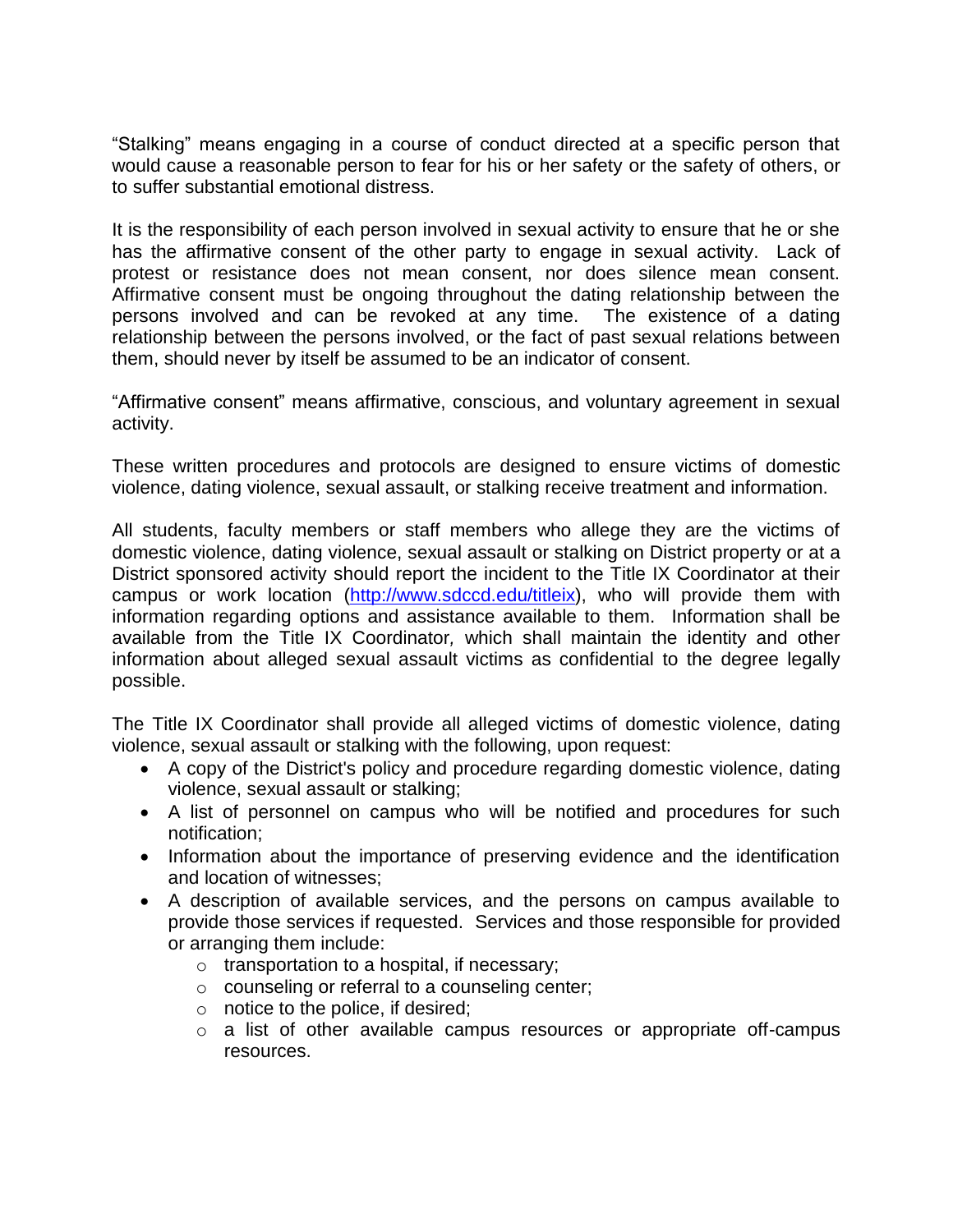"Stalking" means engaging in a course of conduct directed at a specific person that would cause a reasonable person to fear for his or her safety or the safety of others, or to suffer substantial emotional distress.

It is the responsibility of each person involved in sexual activity to ensure that he or she has the affirmative consent of the other party to engage in sexual activity. Lack of protest or resistance does not mean consent, nor does silence mean consent. Affirmative consent must be ongoing throughout the dating relationship between the persons involved and can be revoked at any time. The existence of a dating relationship between the persons involved, or the fact of past sexual relations between them, should never by itself be assumed to be an indicator of consent.

"Affirmative consent" means affirmative, conscious, and voluntary agreement in sexual activity.

These written procedures and protocols are designed to ensure victims of domestic violence, dating violence, sexual assault, or stalking receive treatment and information.

All students, faculty members or staff members who allege they are the victims of domestic violence, dating violence, sexual assault or stalking on District property or at a District sponsored activity should report the incident to the Title IX Coordinator at their campus or work location ([http://www.sdccd.edu/titleix](http://www.sdccd.edu/titleix)), who will provide them with information regarding options and assistance available to them. Information shall be available from the Title IX Coordinator, which shall maintain the identity and other information about alleged sexual assault victims as confidential to the degree legally possible.

The Title IX Coordinator shall provide all alleged victims of domestic violence, dating violence, sexual assault or stalking with the following, upon request:

- A copy of the District's policy and procedure regarding domestic violence, dating violence, sexual assault or stalking;
- A list of personnel on campus who will be notified and procedures for such notification;
- Information about the importance of preserving evidence and the identification and location of witnesses;
- A description of available services, and the persons on campus available to provide those services if requested. Services and those responsible for provided or arranging them include:
  - transportation to a hospital, if necessary;
  - counseling or referral to a counseling center;
  - notice to the police, if desired;
  - a list of other available campus resources or appropriate off-campus resources.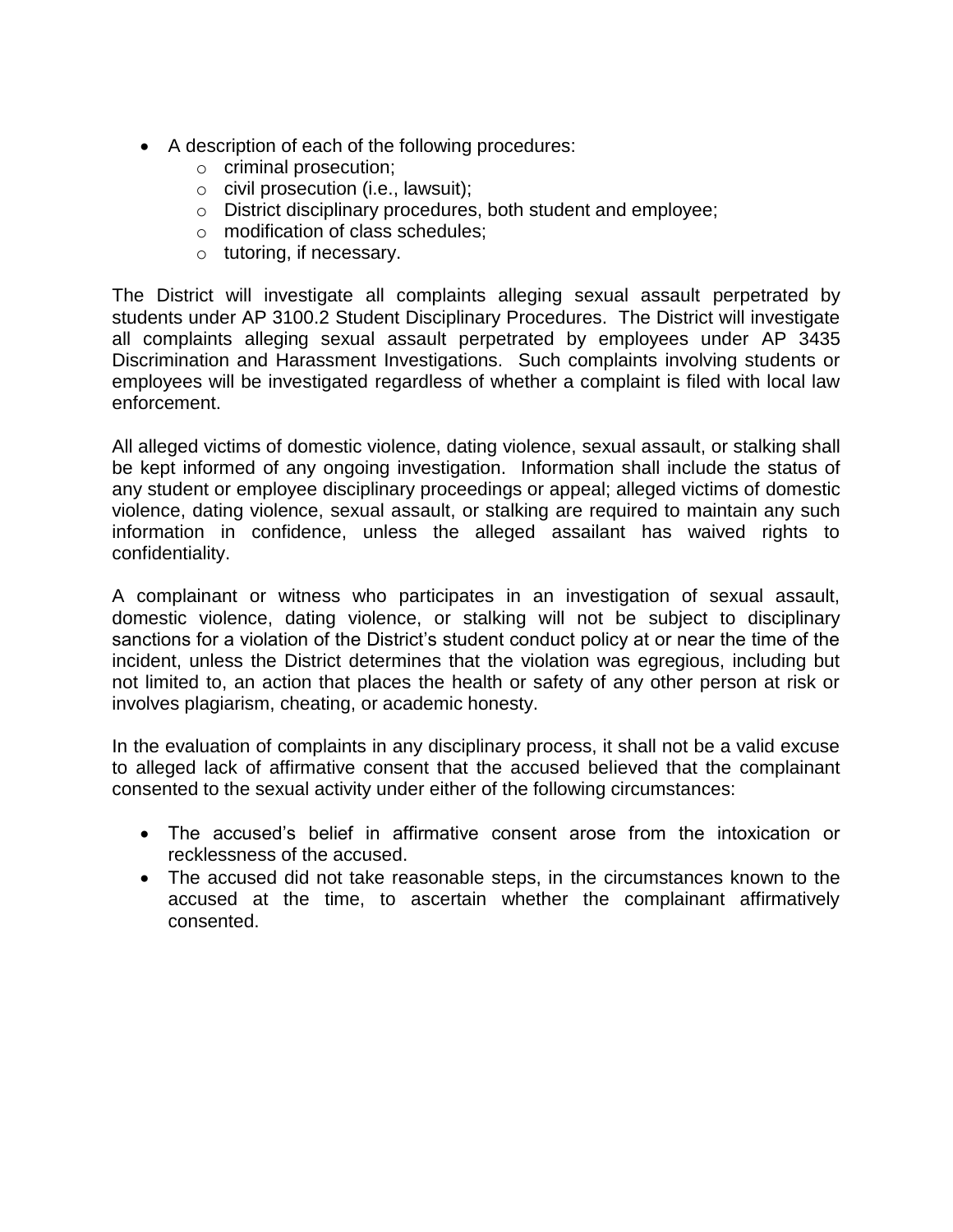- A description of each of the following procedures:
  - criminal prosecution;
  - civil prosecution (i.e., lawsuit);
  - District disciplinary procedures, both student and employee;
  - modification of class schedules;
  - tutoring, if necessary.

The District will investigate all complaints alleging sexual assault perpetrated by students under AP 3100.2 Student Disciplinary Procedures. The District will investigate all complaints alleging sexual assault perpetrated by employees under AP 3435 Discrimination and Harassment Investigations. Such complaints involving students or employees will be investigated regardless of whether a complaint is filed with local law enforcement.

All alleged victims of domestic violence, dating violence, sexual assault, or stalking shall be kept informed of any ongoing investigation. Information shall include the status of any student or employee disciplinary proceedings or appeal; alleged victims of domestic violence, dating violence, sexual assault, or stalking are required to maintain any such information in confidence, unless the alleged assailant has waived rights to confidentiality.

A complainant or witness who participates in an investigation of sexual assault, domestic violence, dating violence, or stalking will not be subject to disciplinary sanctions for a violation of the District's student conduct policy at or near the time of the incident, unless the District determines that the violation was egregious, including but not limited to, an action that places the health or safety of any other person at risk or involves plagiarism, cheating, or academic honesty.

In the evaluation of complaints in any disciplinary process, it shall not be a valid excuse to alleged lack of affirmative consent that the accused believed that the complainant consented to the sexual activity under either of the following circumstances:

- The accused's belief in affirmative consent arose from the intoxication or recklessness of the accused.
- The accused did not take reasonable steps, in the circumstances known to the accused at the time, to ascertain whether the complainant affirmatively consented.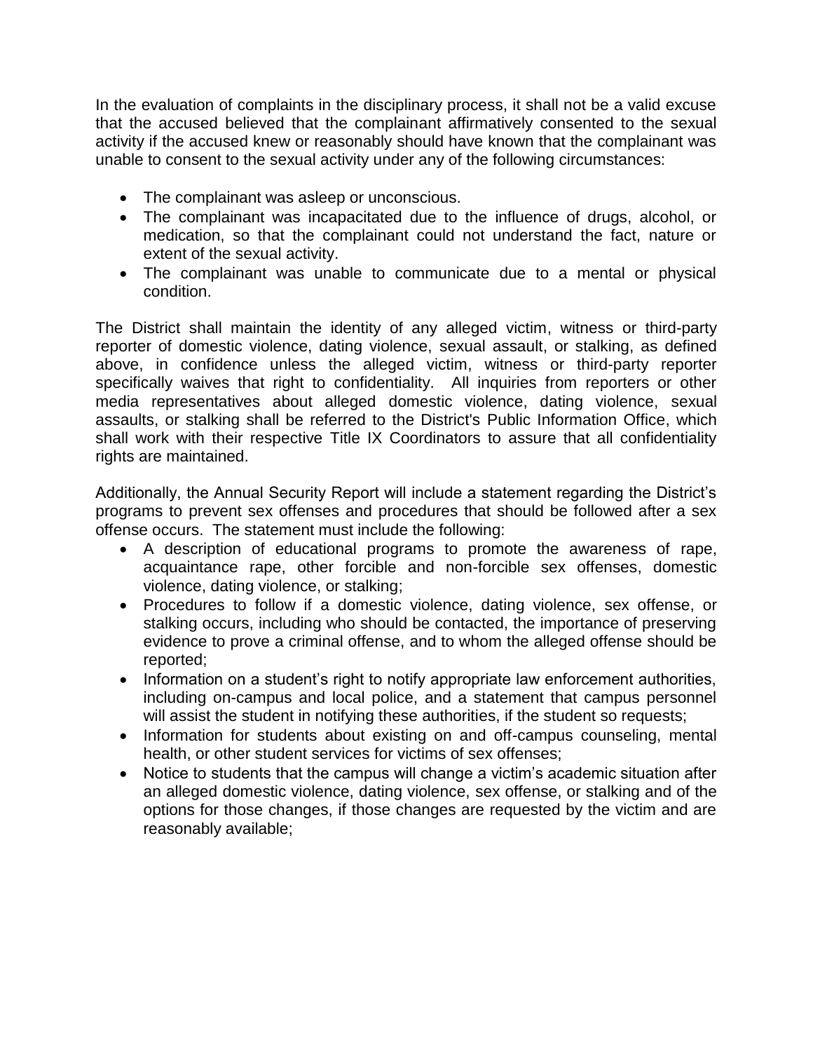In the evaluation of complaints in the disciplinary process, it shall not be a valid excuse that the accused believed that the complainant affirmatively consented to the sexual activity if the accused knew or reasonably should have known that the complainant was unable to consent to the sexual activity under any of the following circumstances:

- The complainant was asleep or unconscious.
- The complainant was incapacitated due to the influence of drugs, alcohol, or medication, so that the complainant could not understand the fact, nature or extent of the sexual activity.
- The complainant was unable to communicate due to a mental or physical condition.

The District shall maintain the identity of any alleged victim, witness or third-party reporter of domestic violence, dating violence, sexual assault, or stalking, as defined above, in confidence unless the alleged victim, witness or third-party reporter specifically waives that right to confidentiality. All inquiries from reporters or other media representatives about alleged domestic violence, dating violence, sexual assaults, or stalking shall be referred to the District's Public Information Office, which shall work with their respective Title IX Coordinators to assure that all confidentiality rights are maintained.

Additionally, the Annual Security Report will include a statement regarding the District's programs to prevent sex offenses and procedures that should be followed after a sex offense occurs. The statement must include the following:

- A description of educational programs to promote the awareness of rape, acquaintance rape, other forcible and non-forcible sex offenses, domestic violence, dating violence, or stalking;
- Procedures to follow if a domestic violence, dating violence, sex offense, or stalking occurs, including who should be contacted, the importance of preserving evidence to prove a criminal offense, and to whom the alleged offense should be reported;
- Information on a student's right to notify appropriate law enforcement authorities, including on-campus and local police, and a statement that campus personnel will assist the student in notifying these authorities, if the student so requests;
- Information for students about existing on and off-campus counseling, mental health, or other student services for victims of sex offenses;
- Notice to students that the campus will change a victim's academic situation after an alleged domestic violence, dating violence, sex offense, or stalking and of the options for those changes, if those changes are requested by the victim and are reasonably available;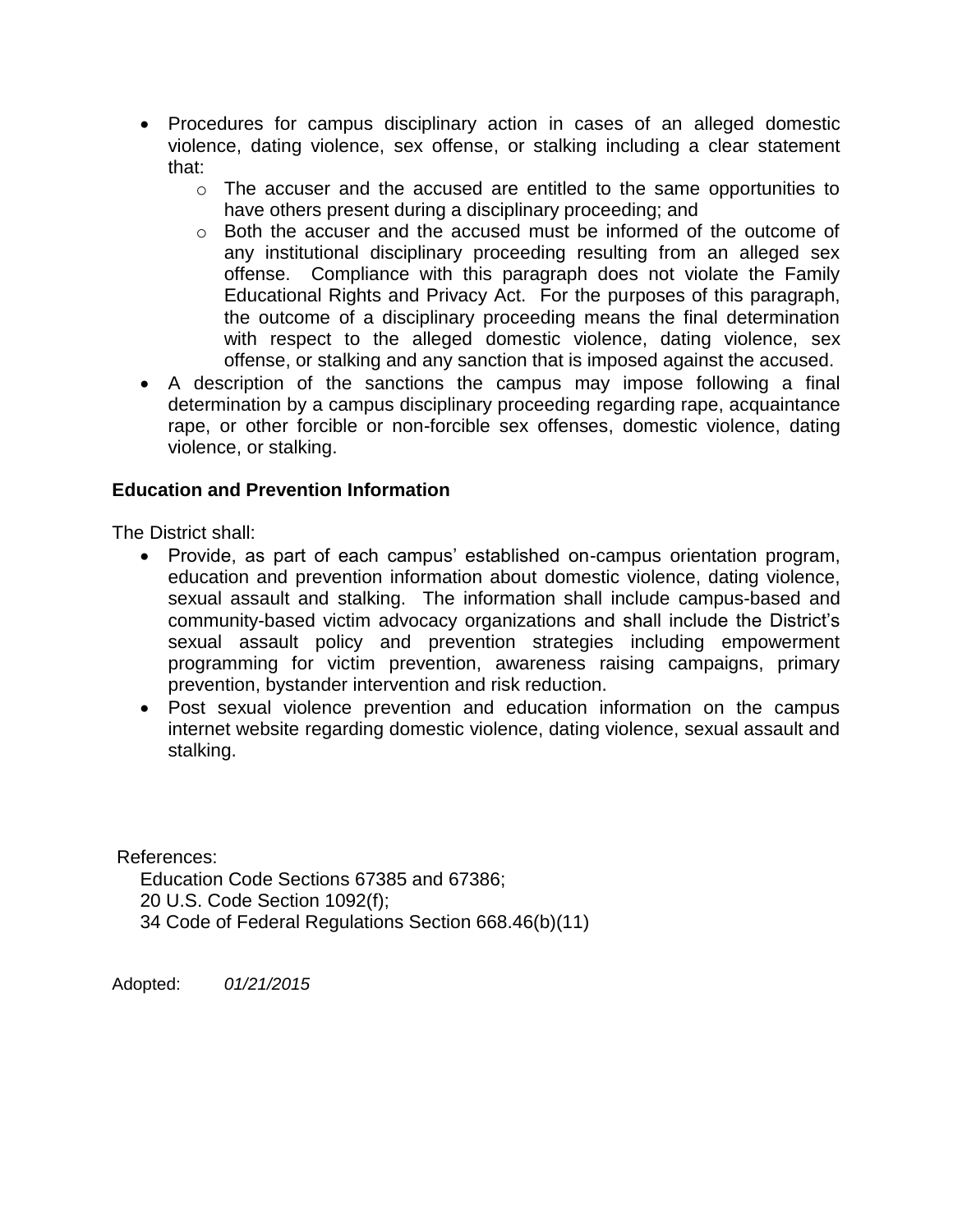- Procedures for campus disciplinary action in cases of an alleged domestic violence, dating violence, sex offense, or stalking including a clear statement that:
  - The accuser and the accused are entitled to the same opportunities to have others present during a disciplinary proceeding; and
  - Both the accuser and the accused must be informed of the outcome of any institutional disciplinary proceeding resulting from an alleged sex offense. Compliance with this paragraph does not violate the Family Educational Rights and Privacy Act. For the purposes of this paragraph, the outcome of a disciplinary proceeding means the final determination with respect to the alleged domestic violence, dating violence, sex offense, or stalking and any sanction that is imposed against the accused.
- A description of the sanctions the campus may impose following a final determination by a campus disciplinary proceeding regarding rape, acquaintance rape, or other forcible or non-forcible sex offenses, domestic violence, dating violence, or stalking.

**Education and Prevention Information**

The District shall:

- Provide, as part of each campus' established on-campus orientation program, education and prevention information about domestic violence, dating violence, sexual assault and stalking. The information shall include campus-based and community-based victim advocacy organizations and shall include the District's sexual assault policy and prevention strategies including empowerment programming for victim prevention, awareness raising campaigns, primary prevention, bystander intervention and risk reduction.
- Post sexual violence prevention and education information on the campus internet website regarding domestic violence, dating violence, sexual assault and stalking.

References:
Education Code Sections 67385 and 67386;
20 U.S. Code Section 1092(f);
34 Code of Federal Regulations Section 668.46(b)(11)

Adopted: *01/21/2015*